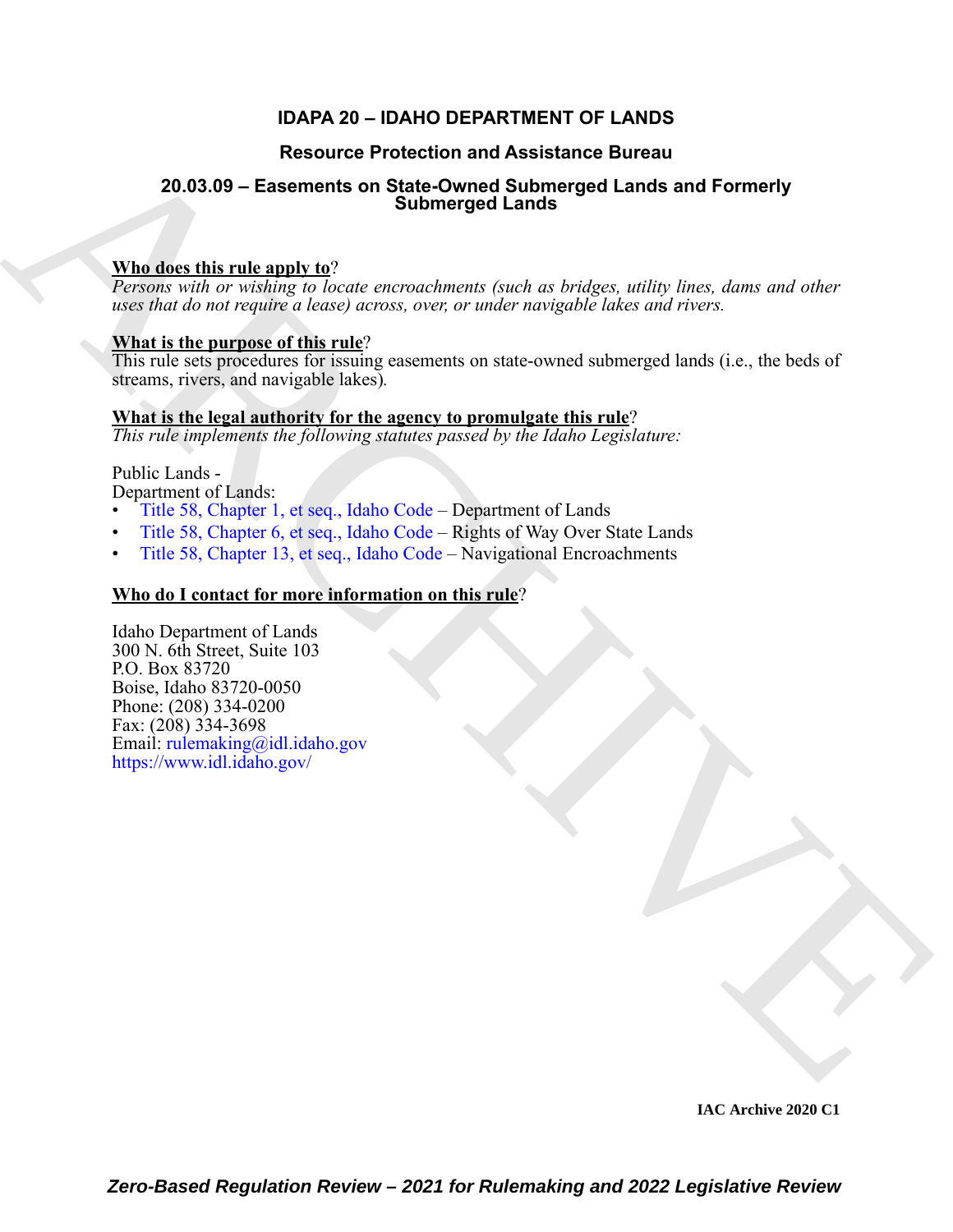# IDAPA 20 – IDAHO DEPARTMENT OF LANDS

## Resource Protection and Assistance Bureau

## 20.03.09 – Easements on State-Owned Submerged Lands and Formerly Submerged Lands

**Who does this rule apply to**?

*Persons with or wishing to locate encroachments (such as bridges, utility lines, dams and other uses that do not require a lease) across, over, or under navigable lakes and rivers.*

**What is the purpose of this rule**?

This rule sets procedures for issuing easements on state-owned submerged lands (i.e., the beds of streams, rivers, and navigable lakes).

**What is the legal authority for the agency to promulgate this rule**?

*This rule implements the following statutes passed by the Idaho Legislature:*

Public Lands -
Department of Lands:
- Title 58, Chapter 1, et seq., Idaho Code – Department of Lands
- Title 58, Chapter 6, et seq., Idaho Code – Rights of Way Over State Lands
- Title 58, Chapter 13, et seq., Idaho Code – Navigational Encroachments

**Who do I contact for more information on this rule**?

Idaho Department of Lands
300 N. 6th Street, Suite 103
P.O. Box 83720
Boise, Idaho 83720-0050
Phone: (208) 334-0200
Fax: (208) 334-3698
Email: rulemaking@idl.idaho.gov
https://www.idl.idaho.gov/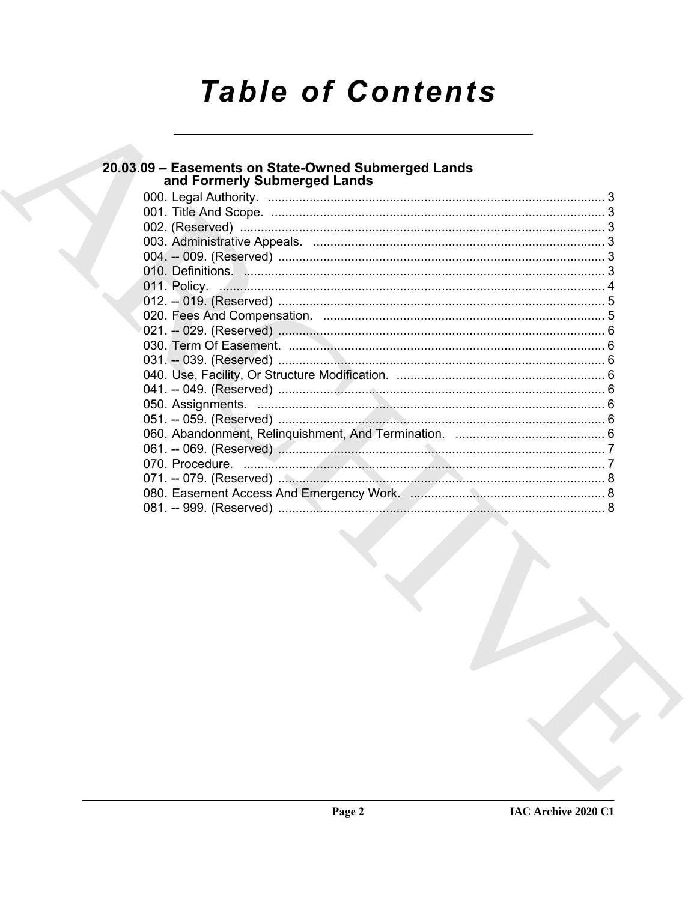# Table of Contents

## 20.03.09 – Easements on State-Owned Submerged Lands and Formerly Submerged Lands

000. Legal Authority. ... 3
001. Title And Scope. ... 3
002. (Reserved) ... 3
003. Administrative Appeals. ... 3
004. -- 009. (Reserved) ... 3
010. Definitions. ... 3
011. Policy. ... 4
012. -- 019. (Reserved) ... 5
020. Fees And Compensation. ... 5
021. -- 029. (Reserved) ... 6
030. Term Of Easement. ... 6
031. -- 039. (Reserved) ... 6
040. Use, Facility, Or Structure Modification. ... 6
041. -- 049. (Reserved) ... 6
050. Assignments. ... 6
051. -- 059. (Reserved) ... 6
060. Abandonment, Relinquishment, And Termination. ... 6
061. -- 069. (Reserved) ... 7
070. Procedure. ... 7
071. -- 079. (Reserved) ... 8
080. Easement Access And Emergency Work. ... 8
081. -- 999. (Reserved) ... 8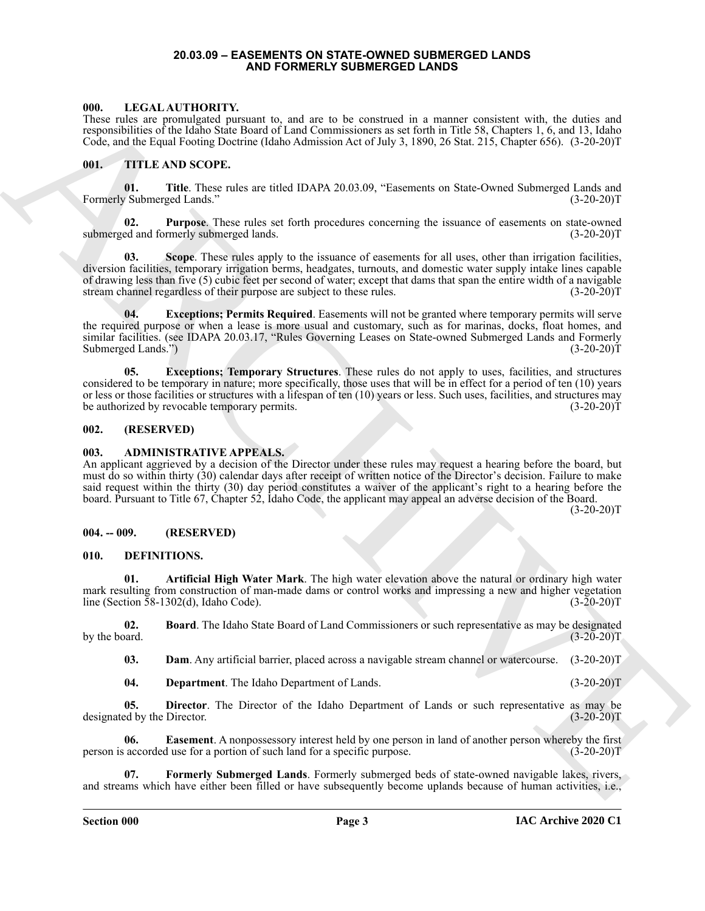# 20.03.09 – EASEMENTS ON STATE-OWNED SUBMERGED LANDS AND FORMERLY SUBMERGED LANDS

## 000. LEGAL AUTHORITY.

These rules are promulgated pursuant to, and are to be construed in a manner consistent with, the duties and responsibilities of the Idaho State Board of Land Commissioners as set forth in Title 58, Chapters 1, 6, and 13, Idaho Code, and the Equal Footing Doctrine (Idaho Admission Act of July 3, 1890, 26 Stat. 215, Chapter 656). (3-20-20)T

## 001. TITLE AND SCOPE.

**01. Title**. These rules are titled IDAPA 20.03.09, "Easements on State-Owned Submerged Lands and Formerly Submerged Lands." (3-20-20)T

**02. Purpose**. These rules set forth procedures concerning the issuance of easements on state-owned submerged and formerly submerged lands. (3-20-20)T

**03. Scope**. These rules apply to the issuance of easements for all uses, other than irrigation facilities, diversion facilities, temporary irrigation berms, headgates, turnouts, and domestic water supply intake lines capable of drawing less than five (5) cubic feet per second of water; except that dams that span the entire width of a navigable stream channel regardless of their purpose are subject to these rules. (3-20-20)T

**04. Exceptions; Permits Required**. Easements will not be granted where temporary permits will serve the required purpose or when a lease is more usual and customary, such as for marinas, docks, float homes, and similar facilities. (see IDAPA 20.03.17, "Rules Governing Leases on State-owned Submerged Lands and Formerly Submerged Lands.") (3-20-20)T

**05. Exceptions; Temporary Structures**. These rules do not apply to uses, facilities, and structures considered to be temporary in nature; more specifically, those uses that will be in effect for a period of ten (10) years or less or those facilities or structures with a lifespan of ten (10) years or less. Such uses, facilities, and structures may be authorized by revocable temporary permits. (3-20-20)T

## 002. (RESERVED)

## 003. ADMINISTRATIVE APPEALS.

An applicant aggrieved by a decision of the Director under these rules may request a hearing before the board, but must do so within thirty (30) calendar days after receipt of written notice of the Director's decision. Failure to make said request within the thirty (30) day period constitutes a waiver of the applicant's right to a hearing before the board. Pursuant to Title 67, Chapter 52, Idaho Code, the applicant may appeal an adverse decision of the Board. (3-20-20)T

## 004. -- 009. (RESERVED)

## 010. DEFINITIONS.

**01. Artificial High Water Mark**. The high water elevation above the natural or ordinary high water mark resulting from construction of man-made dams or control works and impressing a new and higher vegetation line (Section 58-1302(d), Idaho Code). (3-20-20)T

**02. Board**. The Idaho State Board of Land Commissioners or such representative as may be designated by the board. (3-20-20)T

**03. Dam**. Any artificial barrier, placed across a navigable stream channel or watercourse. (3-20-20)T

**04. Department**. The Idaho Department of Lands. (3-20-20)T

**05. Director**. The Director of the Idaho Department of Lands or such representative as may be designated by the Director. (3-20-20)T

**06. Easement**. A nonpossessory interest held by one person in land of another person whereby the first person is accorded use for a portion of such land for a specific purpose. (3-20-20)T

**07. Formerly Submerged Lands**. Formerly submerged beds of state-owned navigable lakes, rivers, and streams which have either been filled or have subsequently become uplands because of human activities, i.e.,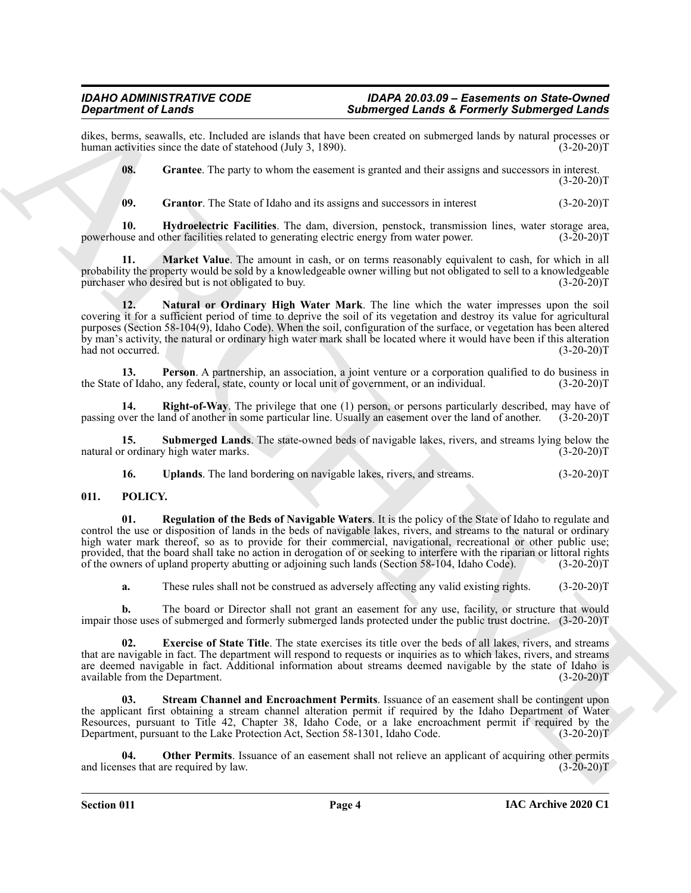dikes, berms, seawalls, etc. Included are islands that have been created on submerged lands by natural processes or human activities since the date of statehood (July 3, 1890). (3-20-20)T

**08. Grantee**. The party to whom the easement is granted and their assigns and successors in interest. (3-20-20)T

**09. Grantor**. The State of Idaho and its assigns and successors in interest (3-20-20)T

**10. Hydroelectric Facilities**. The dam, diversion, penstock, transmission lines, water storage area, powerhouse and other facilities related to generating electric energy from water power. (3-20-20)T

**11. Market Value**. The amount in cash, or on terms reasonably equivalent to cash, for which in all probability the property would be sold by a knowledgeable owner willing but not obligated to sell to a knowledgeable purchaser who desired but is not obligated to buy. (3-20-20)T

**12. Natural or Ordinary High Water Mark**. The line which the water impresses upon the soil covering it for a sufficient period of time to deprive the soil of its vegetation and destroy its value for agricultural purposes (Section 58-104(9), Idaho Code). When the soil, configuration of the surface, or vegetation has been altered by man's activity, the natural or ordinary high water mark shall be located where it would have been if this alteration had not occurred. (3-20-20)T

**13. Person**. A partnership, an association, a joint venture or a corporation qualified to do business in the State of Idaho, any federal, state, county or local unit of government, or an individual. (3-20-20)T

**14. Right-of-Way**. The privilege that one (1) person, or persons particularly described, may have of passing over the land of another in some particular line. Usually an easement over the land of another. (3-20-20)T

**15. Submerged Lands**. The state-owned beds of navigable lakes, rivers, and streams lying below the natural or ordinary high water marks. (3-20-20)T

**16. Uplands**. The land bordering on navigable lakes, rivers, and streams. (3-20-20)T

## 011. POLICY.

**01. Regulation of the Beds of Navigable Waters**. It is the policy of the State of Idaho to regulate and control the use or disposition of lands in the beds of navigable lakes, rivers, and streams to the natural or ordinary high water mark thereof, so as to provide for their commercial, navigational, recreational or other public use; provided, that the board shall take no action in derogation of or seeking to interfere with the riparian or littoral rights of the owners of upland property abutting or adjoining such lands (Section 58-104, Idaho Code). (3-20-20)T

**a.** These rules shall not be construed as adversely affecting any valid existing rights. (3-20-20)T

**b.** The board or Director shall not grant an easement for any use, facility, or structure that would impair those uses of submerged and formerly submerged lands protected under the public trust doctrine. (3-20-20)T

**02. Exercise of State Title**. The state exercises its title over the beds of all lakes, rivers, and streams that are navigable in fact. The department will respond to requests or inquiries as to which lakes, rivers, and streams are deemed navigable in fact. Additional information about streams deemed navigable by the state of Idaho is available from the Department. (3-20-20)T

**03. Stream Channel and Encroachment Permits**. Issuance of an easement shall be contingent upon the applicant first obtaining a stream channel alteration permit if required by the Idaho Department of Water Resources, pursuant to Title 42, Chapter 38, Idaho Code, or a lake encroachment permit if required by the Department, pursuant to the Lake Protection Act, Section 58-1301, Idaho Code. (3-20-20)T

**04. Other Permits**. Issuance of an easement shall not relieve an applicant of acquiring other permits and licenses that are required by law. (3-20-20)T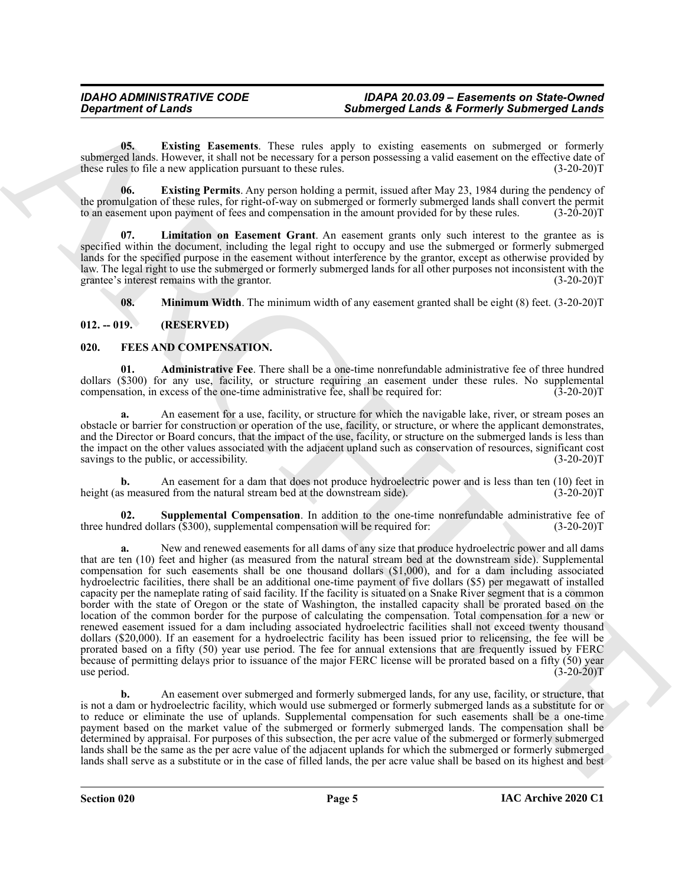**05. Existing Easements**. These rules apply to existing easements on submerged or formerly submerged lands. However, it shall not be necessary for a person possessing a valid easement on the effective date of these rules to file a new application pursuant to these rules. (3-20-20)T

**06. Existing Permits**. Any person holding a permit, issued after May 23, 1984 during the pendency of the promulgation of these rules, for right-of-way on submerged or formerly submerged lands shall convert the permit to an easement upon payment of fees and compensation in the amount provided for by these rules. (3-20-20)T

**07. Limitation on Easement Grant**. An easement grants only such interest to the grantee as is specified within the document, including the legal right to occupy and use the submerged or formerly submerged lands for the specified purpose in the easement without interference by the grantor, except as otherwise provided by law. The legal right to use the submerged or formerly submerged lands for all other purposes not inconsistent with the grantee's interest remains with the grantor. (3-20-20)T

**08. Minimum Width**. The minimum width of any easement granted shall be eight (8) feet. (3-20-20)T

## 012. -- 019. (RESERVED)

## 020. FEES AND COMPENSATION.

**01. Administrative Fee**. There shall be a one-time nonrefundable administrative fee of three hundred dollars ($300) for any use, facility, or structure requiring an easement under these rules. No supplemental compensation, in excess of the one-time administrative fee, shall be required for: (3-20-20)T

**a.** An easement for a use, facility, or structure for which the navigable lake, river, or stream poses an obstacle or barrier for construction or operation of the use, facility, or structure, or where the applicant demonstrates, and the Director or Board concurs, that the impact of the use, facility, or structure on the submerged lands is less than the impact on the other values associated with the adjacent upland such as conservation of resources, significant cost savings to the public, or accessibility. (3-20-20)T

**b.** An easement for a dam that does not produce hydroelectric power and is less than ten (10) feet in height (as measured from the natural stream bed at the downstream side). (3-20-20)T

**02. Supplemental Compensation**. In addition to the one-time nonrefundable administrative fee of three hundred dollars ($300), supplemental compensation will be required for: (3-20-20)T

**a.** New and renewed easements for all dams of any size that produce hydroelectric power and all dams that are ten (10) feet and higher (as measured from the natural stream bed at the downstream side). Supplemental compensation for such easements shall be one thousand dollars ($1,000), and for a dam including associated hydroelectric facilities, there shall be an additional one-time payment of five dollars ($5) per megawatt of installed capacity per the nameplate rating of said facility. If the facility is situated on a Snake River segment that is a common border with the state of Oregon or the state of Washington, the installed capacity shall be prorated based on the location of the common border for the purpose of calculating the compensation. Total compensation for a new or renewed easement issued for a dam including associated hydroelectric facilities shall not exceed twenty thousand dollars ($20,000). If an easement for a hydroelectric facility has been issued prior to relicensing, the fee will be prorated based on a fifty (50) year use period. The fee for annual extensions that are frequently issued by FERC because of permitting delays prior to issuance of the major FERC license will be prorated based on a fifty (50) year use period. (3-20-20)T

**b.** An easement over submerged and formerly submerged lands, for any use, facility, or structure, that is not a dam or hydroelectric facility, which would use submerged or formerly submerged lands as a substitute for or to reduce or eliminate the use of uplands. Supplemental compensation for such easements shall be a one-time payment based on the market value of the submerged or formerly submerged lands. The compensation shall be determined by appraisal. For purposes of this subsection, the per acre value of the submerged or formerly submerged lands shall be the same as the per acre value of the adjacent uplands for which the submerged or formerly submerged lands shall serve as a substitute or in the case of filled lands, the per acre value shall be based on its highest and best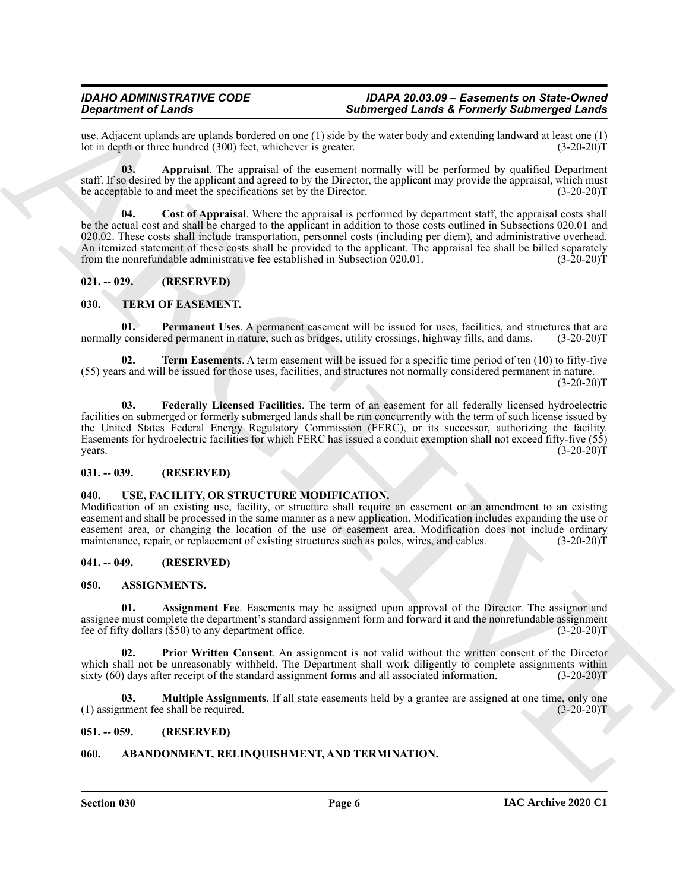use. Adjacent uplands are uplands bordered on one (1) side by the water body and extending landward at least one (1) lot in depth or three hundred (300) feet, whichever is greater. (3-20-20)T

**03. Appraisal**. The appraisal of the easement normally will be performed by qualified Department staff. If so desired by the applicant and agreed to by the Director, the applicant may provide the appraisal, which must be acceptable to and meet the specifications set by the Director. (3-20-20)T

**04. Cost of Appraisal**. Where the appraisal is performed by department staff, the appraisal costs shall be the actual cost and shall be charged to the applicant in addition to those costs outlined in Subsections 020.01 and 020.02. These costs shall include transportation, personnel costs (including per diem), and administrative overhead. An itemized statement of these costs shall be provided to the applicant. The appraisal fee shall be billed separately from the nonrefundable administrative fee established in Subsection 020.01. (3-20-20)T

## 021. -- 029. (RESERVED)

## 030. TERM OF EASEMENT.

**01. Permanent Uses**. A permanent easement will be issued for uses, facilities, and structures that are normally considered permanent in nature, such as bridges, utility crossings, highway fills, and dams. (3-20-20)T

**02. Term Easements**. A term easement will be issued for a specific time period of ten (10) to fifty-five (55) years and will be issued for those uses, facilities, and structures not normally considered permanent in nature. (3-20-20)T

**03. Federally Licensed Facilities**. The term of an easement for all federally licensed hydroelectric facilities on submerged or formerly submerged lands shall be run concurrently with the term of such license issued by the United States Federal Energy Regulatory Commission (FERC), or its successor, authorizing the facility. Easements for hydroelectric facilities for which FERC has issued a conduit exemption shall not exceed fifty-five (55) years. (3-20-20)T

## 031. -- 039. (RESERVED)

## 040. USE, FACILITY, OR STRUCTURE MODIFICATION.

Modification of an existing use, facility, or structure shall require an easement or an amendment to an existing easement and shall be processed in the same manner as a new application. Modification includes expanding the use or easement area, or changing the location of the use or easement area. Modification does not include ordinary maintenance, repair, or replacement of existing structures such as poles, wires, and cables. (3-20-20)T

## 041. -- 049. (RESERVED)

## 050. ASSIGNMENTS.

**01. Assignment Fee**. Easements may be assigned upon approval of the Director. The assignor and assignee must complete the department's standard assignment form and forward it and the nonrefundable assignment fee of fifty dollars ($50) to any department office. (3-20-20)T

**02. Prior Written Consent**. An assignment is not valid without the written consent of the Director which shall not be unreasonably withheld. The Department shall work diligently to complete assignments within sixty (60) days after receipt of the standard assignment forms and all associated information. (3-20-20)T

**03. Multiple Assignments**. If all state easements held by a grantee are assigned at one time, only one (1) assignment fee shall be required. (3-20-20)T

## 051. -- 059. (RESERVED)

## 060. ABANDONMENT, RELINQUISHMENT, AND TERMINATION.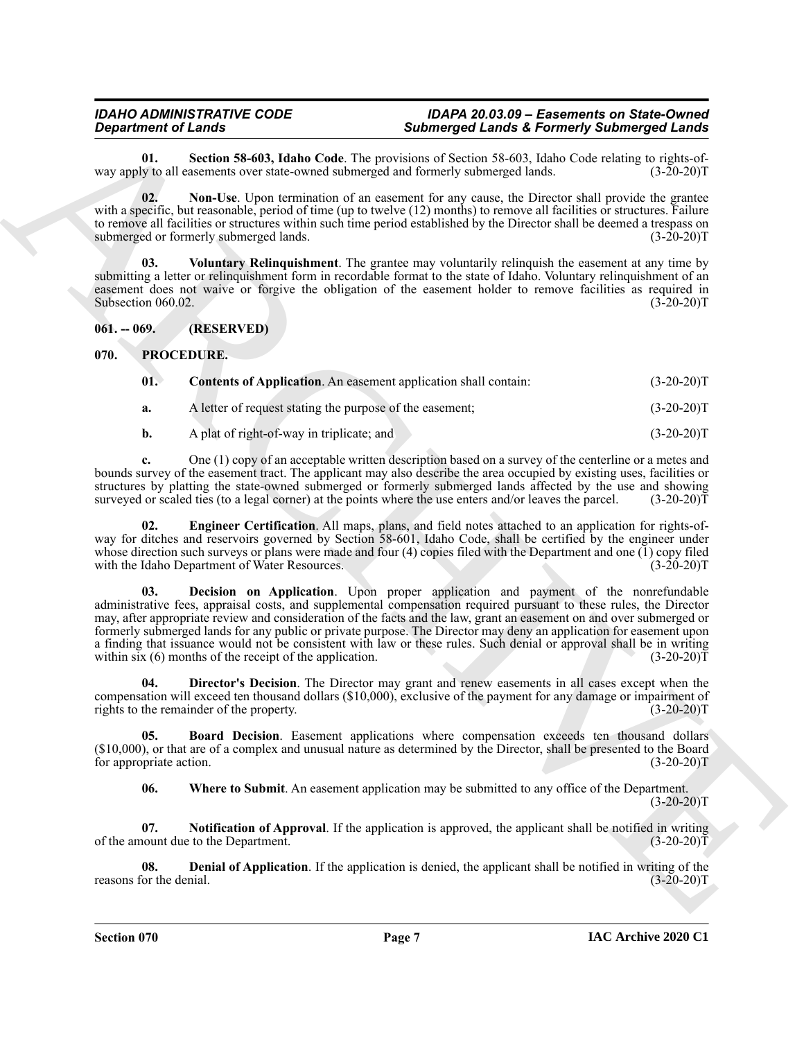**01. Section 58-603, Idaho Code**. The provisions of Section 58-603, Idaho Code relating to rights-of-way apply to all easements over state-owned submerged and formerly submerged lands. (3-20-20)T

**02. Non-Use**. Upon termination of an easement for any cause, the Director shall provide the grantee with a specific, but reasonable, period of time (up to twelve (12) months) to remove all facilities or structures. Failure to remove all facilities or structures within such time period established by the Director shall be deemed a trespass on submerged or formerly submerged lands. (3-20-20)T

**03. Voluntary Relinquishment**. The grantee may voluntarily relinquish the easement at any time by submitting a letter or relinquishment form in recordable format to the state of Idaho. Voluntary relinquishment of an easement does not waive or forgive the obligation of the easement holder to remove facilities as required in Subsection 060.02. (3-20-20)T

## 061. -- 069. (RESERVED)

## 070. PROCEDURE.

**01. Contents of Application**. An easement application shall contain: (3-20-20)T

**a.** A letter of request stating the purpose of the easement; (3-20-20)T

**b.** A plat of right-of-way in triplicate; and (3-20-20)T

**c.** One (1) copy of an acceptable written description based on a survey of the centerline or a metes and bounds survey of the easement tract. The applicant may also describe the area occupied by existing uses, facilities or structures by platting the state-owned submerged or formerly submerged lands affected by the use and showing surveyed or scaled ties (to a legal corner) at the points where the use enters and/or leaves the parcel. (3-20-20)T

**02. Engineer Certification**. All maps, plans, and field notes attached to an application for rights-of-way for ditches and reservoirs governed by Section 58-601, Idaho Code, shall be certified by the engineer under whose direction such surveys or plans were made and four (4) copies filed with the Department and one (1) copy filed with the Idaho Department of Water Resources. (3-20-20)T

**03. Decision on Application**. Upon proper application and payment of the nonrefundable administrative fees, appraisal costs, and supplemental compensation required pursuant to these rules, the Director may, after appropriate review and consideration of the facts and the law, grant an easement on and over submerged or formerly submerged lands for any public or private purpose. The Director may deny an application for easement upon a finding that issuance would not be consistent with law or these rules. Such denial or approval shall be in writing within six (6) months of the receipt of the application. (3-20-20)T

**04. Director's Decision**. The Director may grant and renew easements in all cases except when the compensation will exceed ten thousand dollars ($10,000), exclusive of the payment for any damage or impairment of rights to the remainder of the property. (3-20-20)T

**05. Board Decision**. Easement applications where compensation exceeds ten thousand dollars ($10,000), or that are of a complex and unusual nature as determined by the Director, shall be presented to the Board for appropriate action. (3-20-20)T

**06. Where to Submit**. An easement application may be submitted to any office of the Department. (3-20-20)T

**07. Notification of Approval**. If the application is approved, the applicant shall be notified in writing of the amount due to the Department. (3-20-20)T

**08. Denial of Application**. If the application is denied, the applicant shall be notified in writing of the reasons for the denial. (3-20-20)T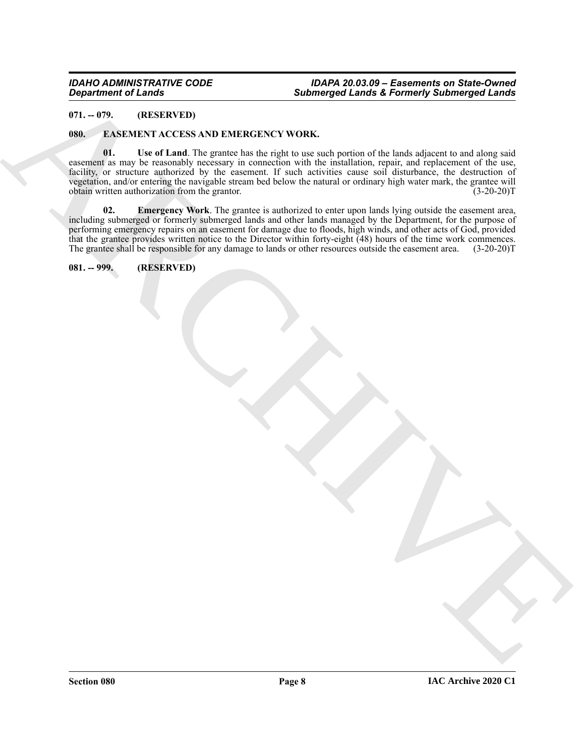**071. -- 079. (RESERVED)**

**080. EASEMENT ACCESS AND EMERGENCY WORK.**

**01. Use of Land**. The grantee has the right to use such portion of the lands adjacent to and along said easement as may be reasonably necessary in connection with the installation, repair, and replacement of the use, facility, or structure authorized by the easement. If such activities cause soil disturbance, the destruction of vegetation, and/or entering the navigable stream bed below the natural or ordinary high water mark, the grantee will obtain written authorization from the grantor. (3-20-20)T

**02. Emergency Work**. The grantee is authorized to enter upon lands lying outside the easement area, including submerged or formerly submerged lands and other lands managed by the Department, for the purpose of performing emergency repairs on an easement for damage due to floods, high winds, and other acts of God, provided that the grantee provides written notice to the Director within forty-eight (48) hours of the time work commences. The grantee shall be responsible for any damage to lands or other resources outside the easement area. (3-20-20)T

**081. -- 999. (RESERVED)**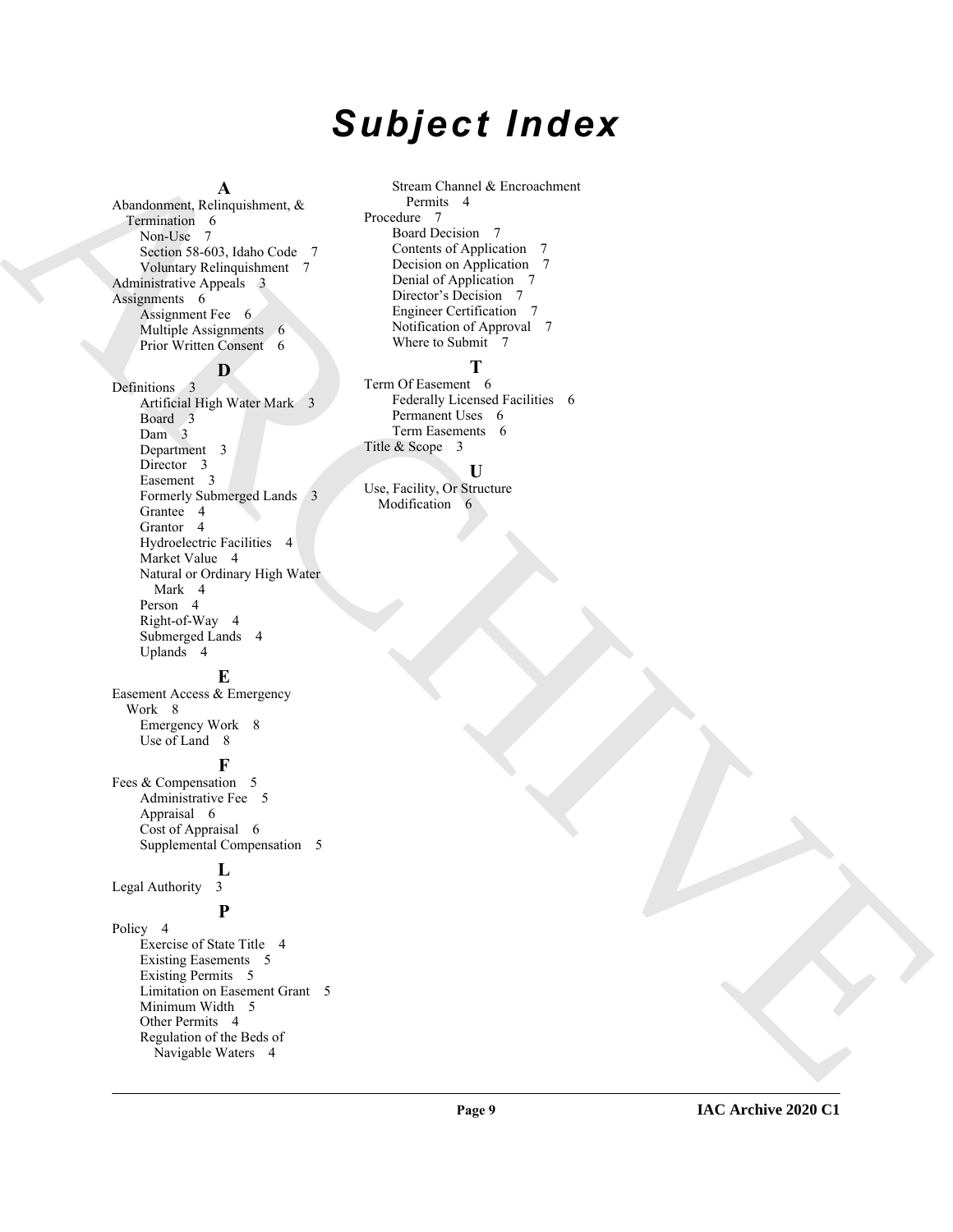# Subject Index

**A**

Abandonment, Relinquishment, & Termination 6
- Non-Use 7
- Section 58-603, Idaho Code 7
- Voluntary Relinquishment 7

Administrative Appeals 3

Assignments 6
- Assignment Fee 6
- Multiple Assignments 6
- Prior Written Consent 6

**D**

Definitions 3
- Artificial High Water Mark 3
- Board 3
- Dam 3
- Department 3
- Director 3
- Easement 3
- Formerly Submerged Lands 3
- Grantee 4
- Grantor 4
- Hydroelectric Facilities 4
- Market Value 4
- Natural or Ordinary High Water Mark 4
- Person 4
- Right-of-Way 4
- Submerged Lands 4
- Uplands 4

**E**

Easement Access & Emergency Work 8
- Emergency Work 8
- Use of Land 8

**F**

Fees & Compensation 5
- Administrative Fee 5
- Appraisal 6
- Cost of Appraisal 6
- Supplemental Compensation 5

**L**

Legal Authority 3

**P**

Policy 4
- Exercise of State Title 4
- Existing Easements 5
- Existing Permits 5
- Limitation on Easement Grant 5
- Minimum Width 5
- Other Permits 4
- Regulation of the Beds of Navigable Waters 4
- Stream Channel & Encroachment Permits 4

Procedure 7
- Board Decision 7
- Contents of Application 7
- Decision on Application 7
- Denial of Application 7
- Director's Decision 7
- Engineer Certification 7
- Notification of Approval 7
- Where to Submit 7

**T**

Term Of Easement 6
- Federally Licensed Facilities 6
- Permanent Uses 6
- Term Easements 6

Title & Scope 3

**U**

Use, Facility, Or Structure Modification 6